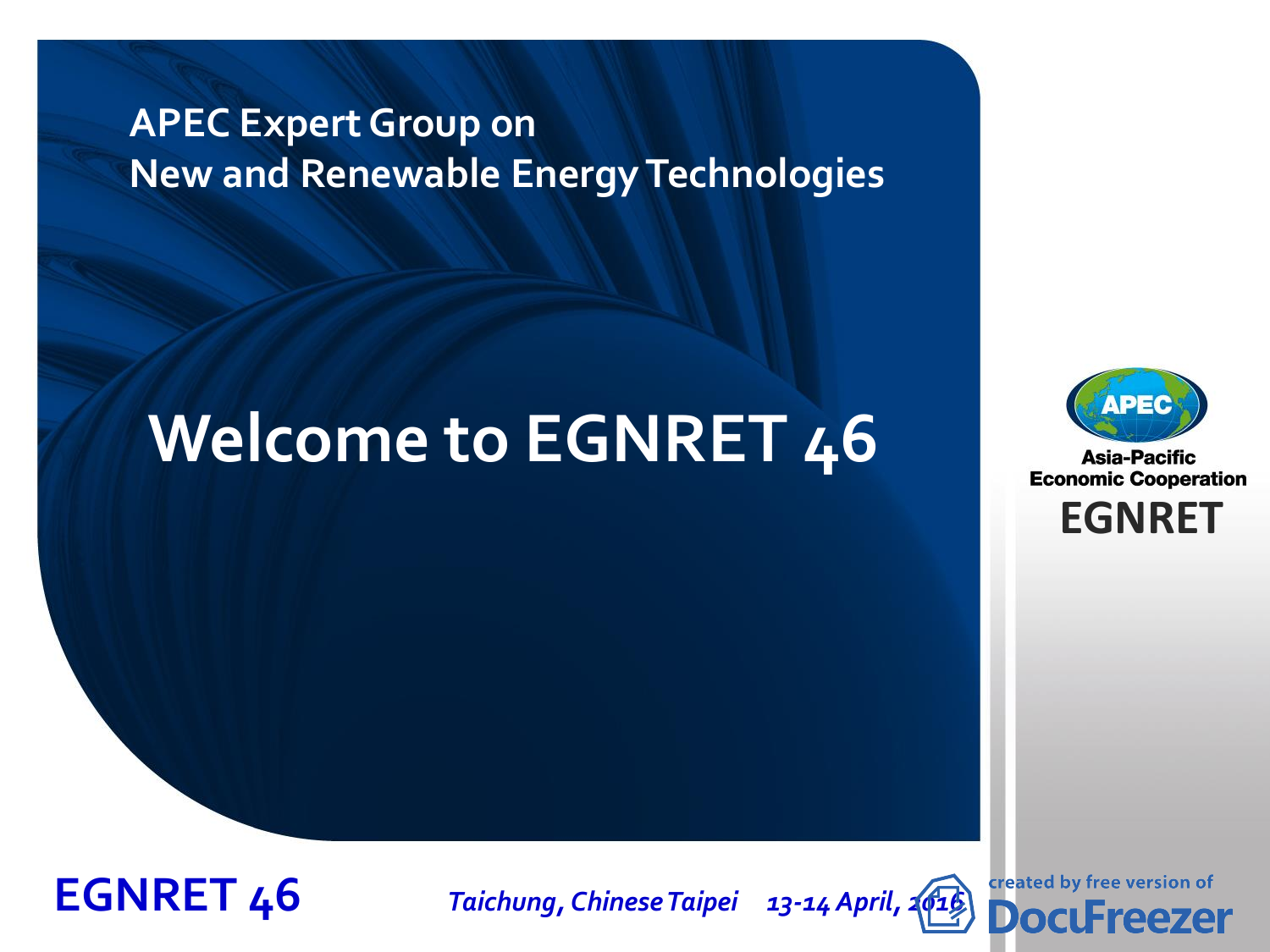APEC Expert Group on
New and Renewable Energy Technologies

# Welcome to EGNRET 46

Asia-Pacific
Economic Cooperation
EGNRET

**EGNRET 46**

*Taichung, Chinese Taipei 13-14 April, 2016*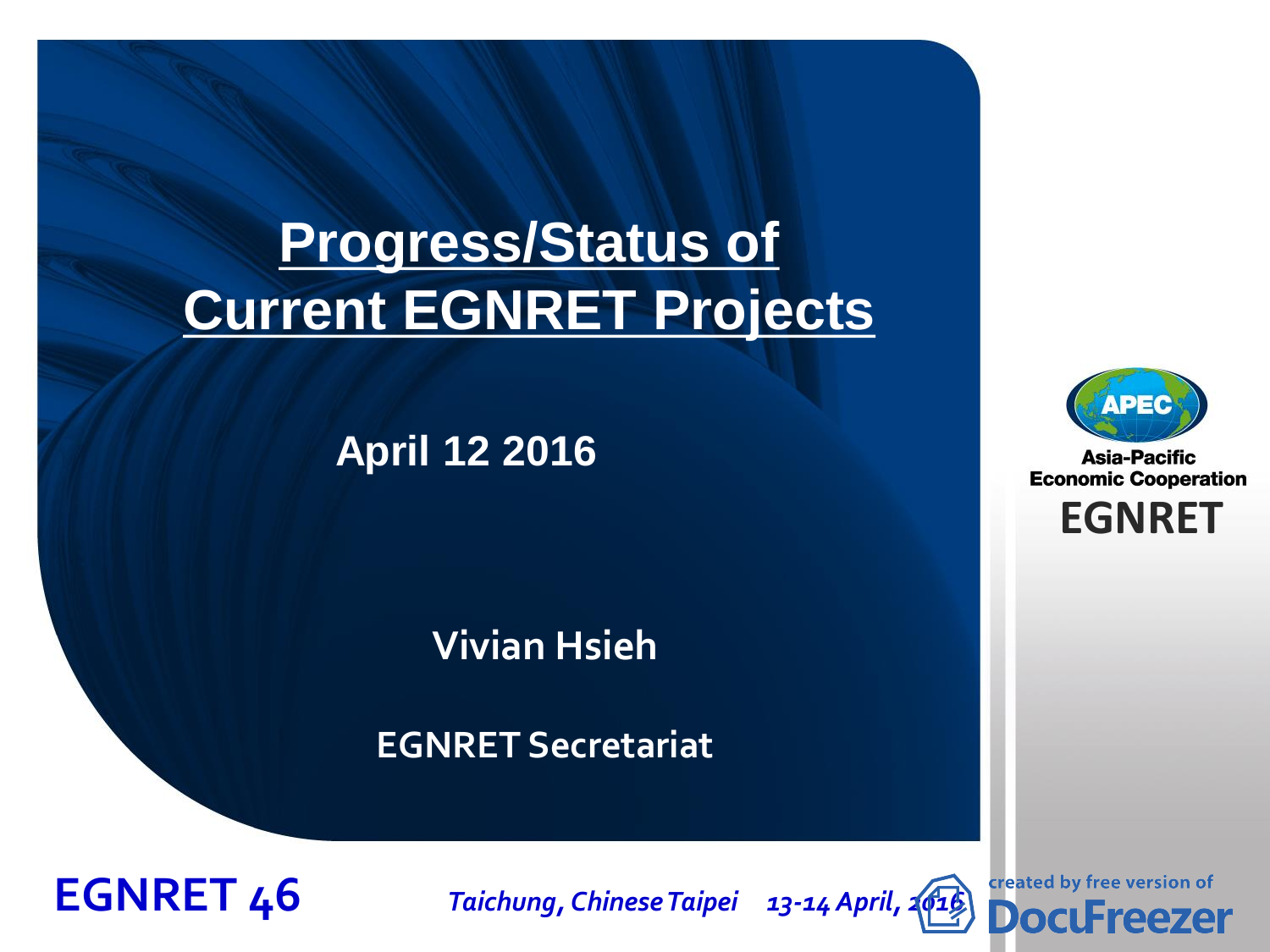# Progress/Status of Current EGNRET Projects

**April 12 2016**

**Vivian Hsieh**

**EGNRET Secretariat**

Asia-Pacific Economic Cooperation

EGNRET

**EGNRET 46**

*Taichung, Chinese Taipei 13-14 April, 2016*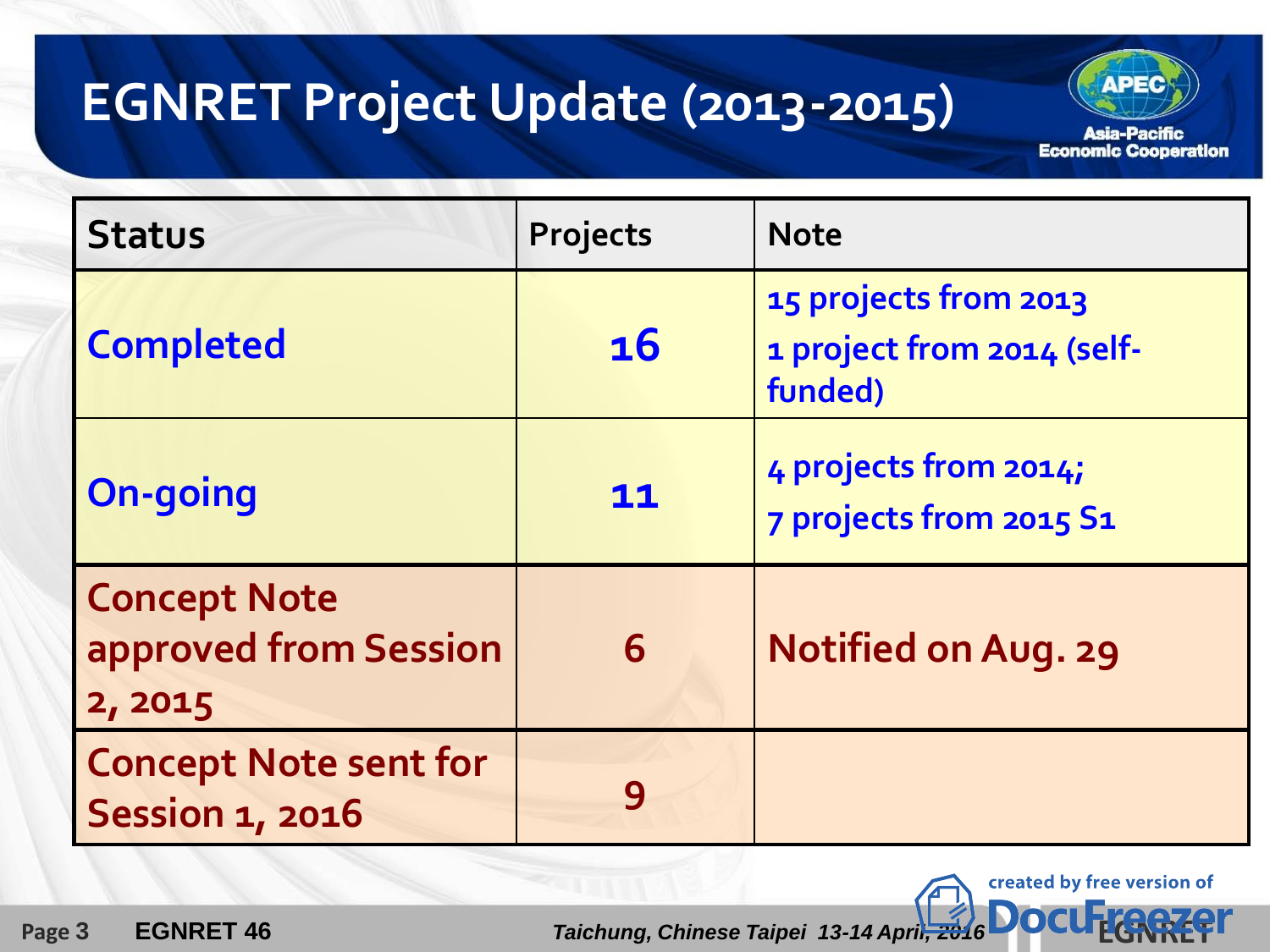# EGNRET Project Update (2013-2015)

| Status | Projects | Note |
|---|---|---|
| Completed | 16 | 15 projects from 2013<br>1 project from 2014 (self-funded) |
| On-going | 11 | 4 projects from 2014;<br>7 projects from 2015 S1 |
| Concept Note approved from Session 2, 2015 | 6 | Notified on Aug. 29 |
| Concept Note sent for Session 1, 2016 | 9 | |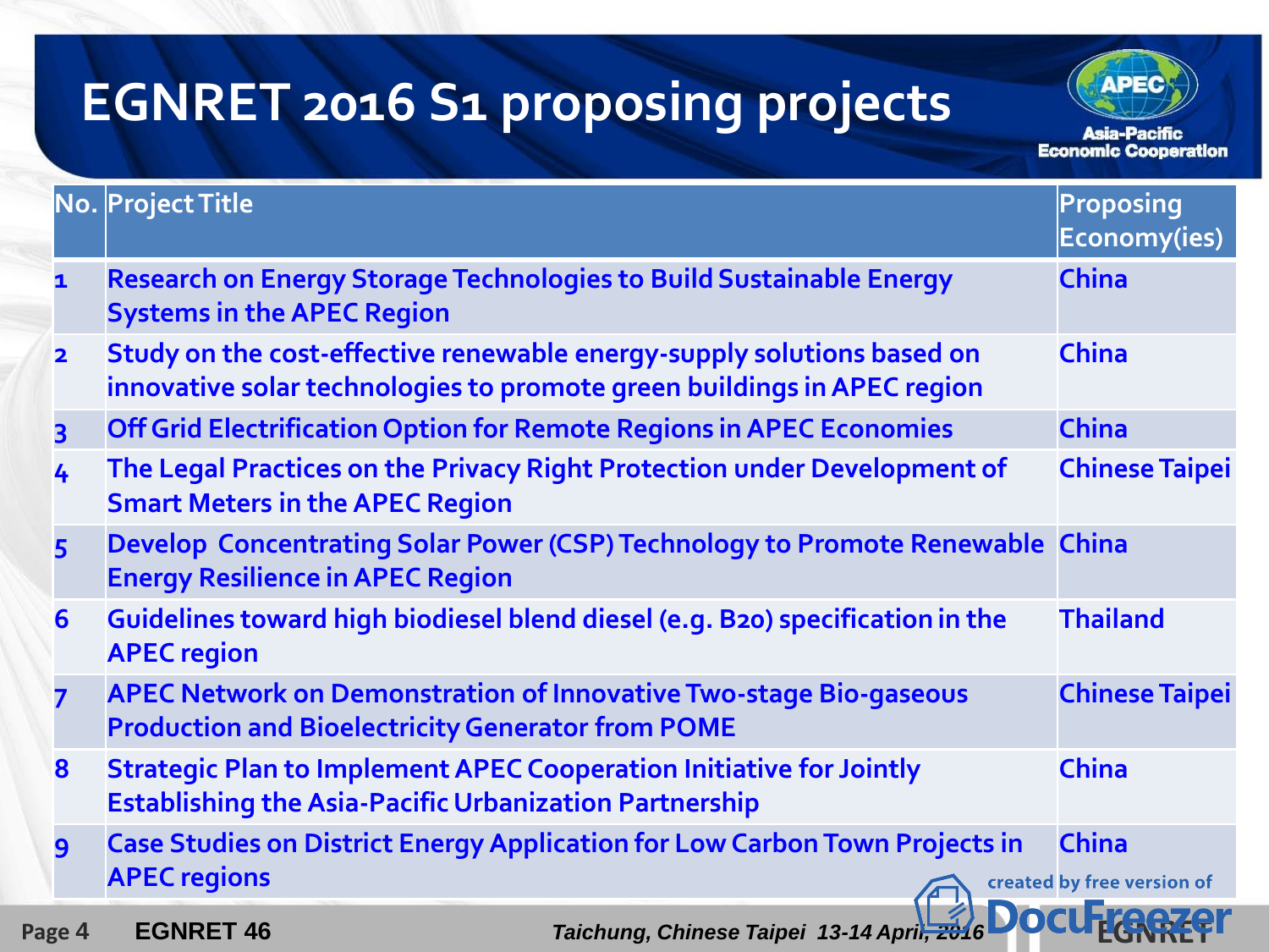# EGNRET 2016 S1 proposing projects

| No. | Project Title | Proposing Economy(ies) |
|---|---|---|
| 1 | Research on Energy Storage Technologies to Build Sustainable Energy Systems in the APEC Region | China |
| 2 | Study on the cost-effective renewable energy-supply solutions based on innovative solar technologies to promote green buildings in APEC region | China |
| 3 | Off Grid Electrification Option for Remote Regions in APEC Economies | China |
| 4 | The Legal Practices on the Privacy Right Protection under Development of Smart Meters in the APEC Region | Chinese Taipei |
| 5 | Develop Concentrating Solar Power (CSP) Technology to Promote Renewable Energy Resilience in APEC Region | China |
| 6 | Guidelines toward high biodiesel blend diesel (e.g. B20) specification in the APEC region | Thailand |
| 7 | APEC Network on Demonstration of Innovative Two-stage Bio-gaseous Production and Bioelectricity Generator from POME | Chinese Taipei |
| 8 | Strategic Plan to Implement APEC Cooperation Initiative for Jointly Establishing the Asia-Pacific Urbanization Partnership | China |
| 9 | Case Studies on District Energy Application for Low Carbon Town Projects in APEC regions | China |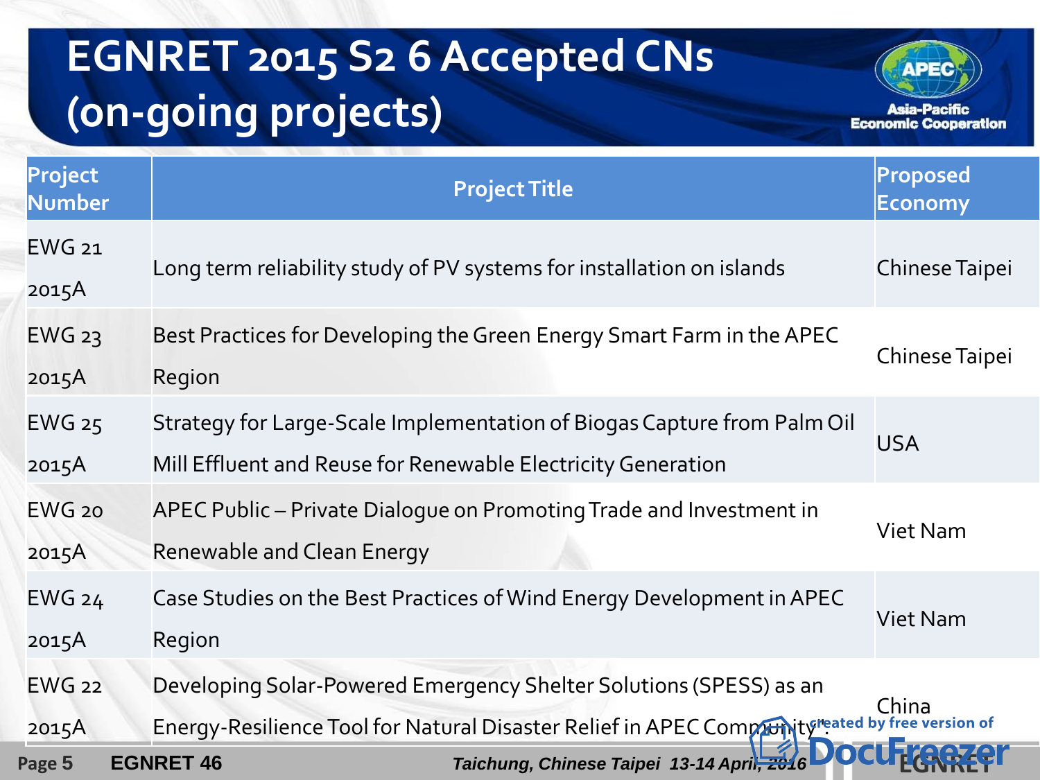# EGNRET 2015 S2 6 Accepted CNs (on-going projects)

| Project Number | Project Title | Proposed Economy |
|---|---|---|
| EWG 21 2015A | Long term reliability study of PV systems for installation on islands | Chinese Taipei |
| EWG 23 2015A | Best Practices for Developing the Green Energy Smart Farm in the APEC Region | Chinese Taipei |
| EWG 25 2015A | Strategy for Large-Scale Implementation of Biogas Capture from Palm Oil Mill Effluent and Reuse for Renewable Electricity Generation | USA |
| EWG 20 2015A | APEC Public – Private Dialogue on Promoting Trade and Investment in Renewable and Clean Energy | Viet Nam |
| EWG 24 2015A | Case Studies on the Best Practices of Wind Energy Development in APEC Region | Viet Nam |
| EWG 22 2015A | Developing Solar-Powered Emergency Shelter Solutions (SPESS) as an Energy-Resilience Tool for Natural Disaster Relief in APEC Community. | China |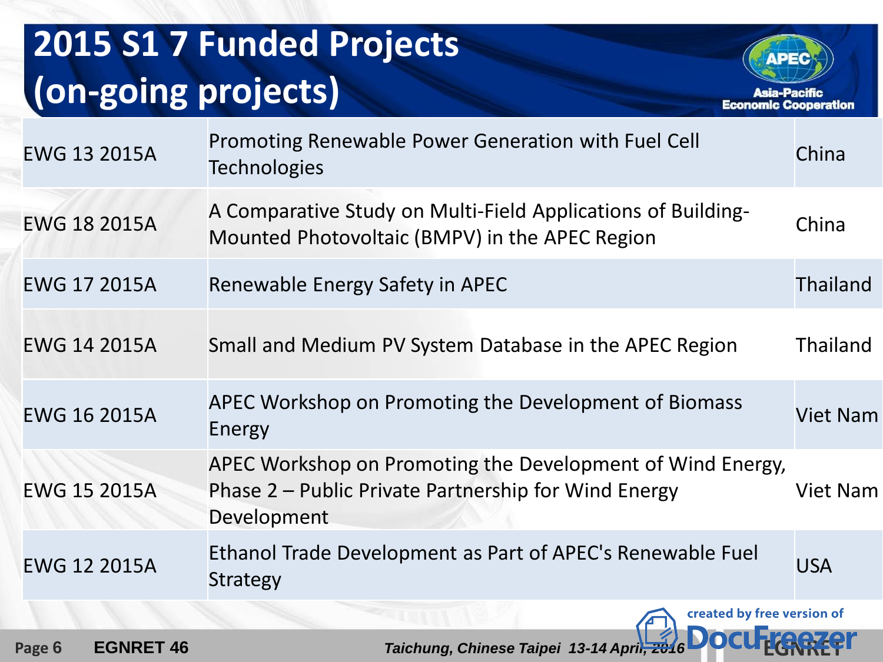# 2015 S1 7 Funded Projects (on-going projects)

| | | |
|---|---|---|
| EWG 13 2015A | Promoting Renewable Power Generation with Fuel Cell Technologies | China |
| EWG 18 2015A | A Comparative Study on Multi-Field Applications of Building-Mounted Photovoltaic (BMPV) in the APEC Region | China |
| EWG 17 2015A | Renewable Energy Safety in APEC | Thailand |
| EWG 14 2015A | Small and Medium PV System Database in the APEC Region | Thailand |
| EWG 16 2015A | APEC Workshop on Promoting the Development of Biomass Energy | Viet Nam |
| EWG 15 2015A | APEC Workshop on Promoting the Development of Wind Energy, Phase 2 – Public Private Partnership for Wind Energy Development | Viet Nam |
| EWG 12 2015A | Ethanol Trade Development as Part of APEC's Renewable Fuel Strategy | USA |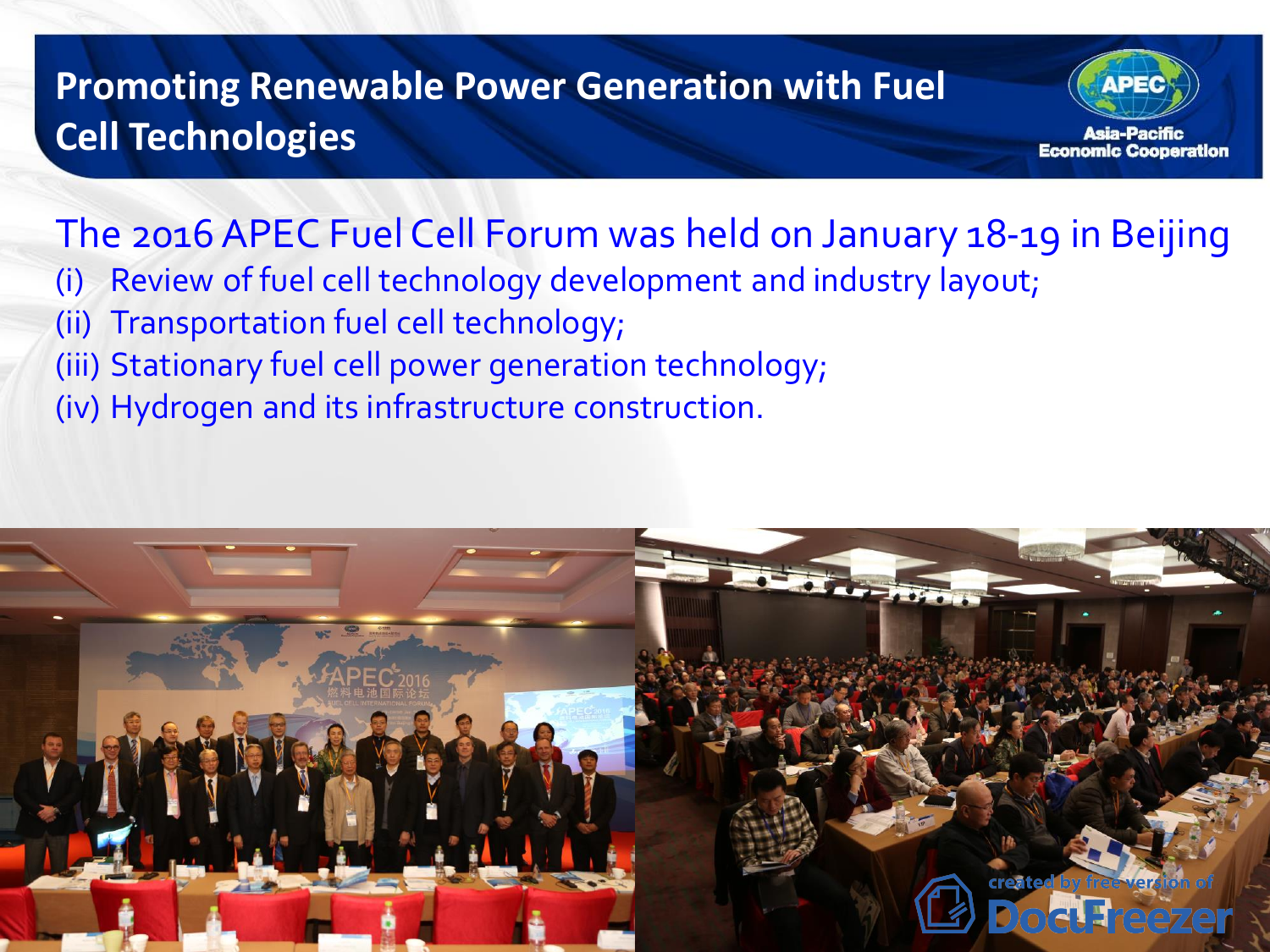# Promoting Renewable Power Generation with Fuel Cell Technologies

The 2016 APEC Fuel Cell Forum was held on January 18-19 in Beijing

(i) Review of fuel cell technology development and industry layout;
(ii) Transportation fuel cell technology;
(iii) Stationary fuel cell power generation technology;
(iv) Hydrogen and its infrastructure construction.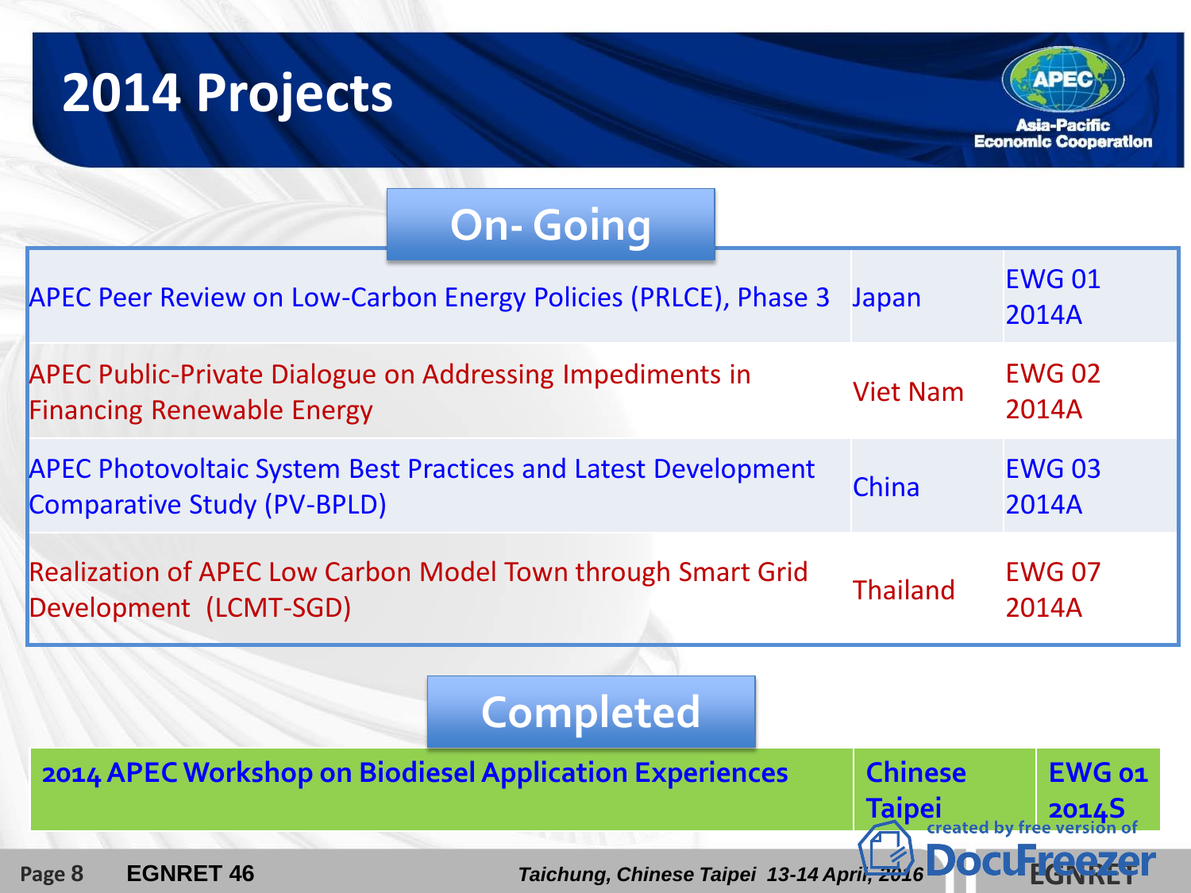# 2014 Projects

## On- Going

| | | |
|---|---|---|
| APEC Peer Review on Low-Carbon Energy Policies (PRLCE), Phase 3 | Japan | EWG 01 2014A |
| APEC Public-Private Dialogue on Addressing Impediments in Financing Renewable Energy | Viet Nam | EWG 02 2014A |
| APEC Photovoltaic System Best Practices and Latest Development Comparative Study (PV-BPLD) | China | EWG 03 2014A |
| Realization of APEC Low Carbon Model Town through Smart Grid Development (LCMT-SGD) | Thailand | EWG 07 2014A |

## Completed

| | | |
|---|---|---|
| 2014 APEC Workshop on Biodiesel Application Experiences | Chinese Taipei | EWG 01 2014S |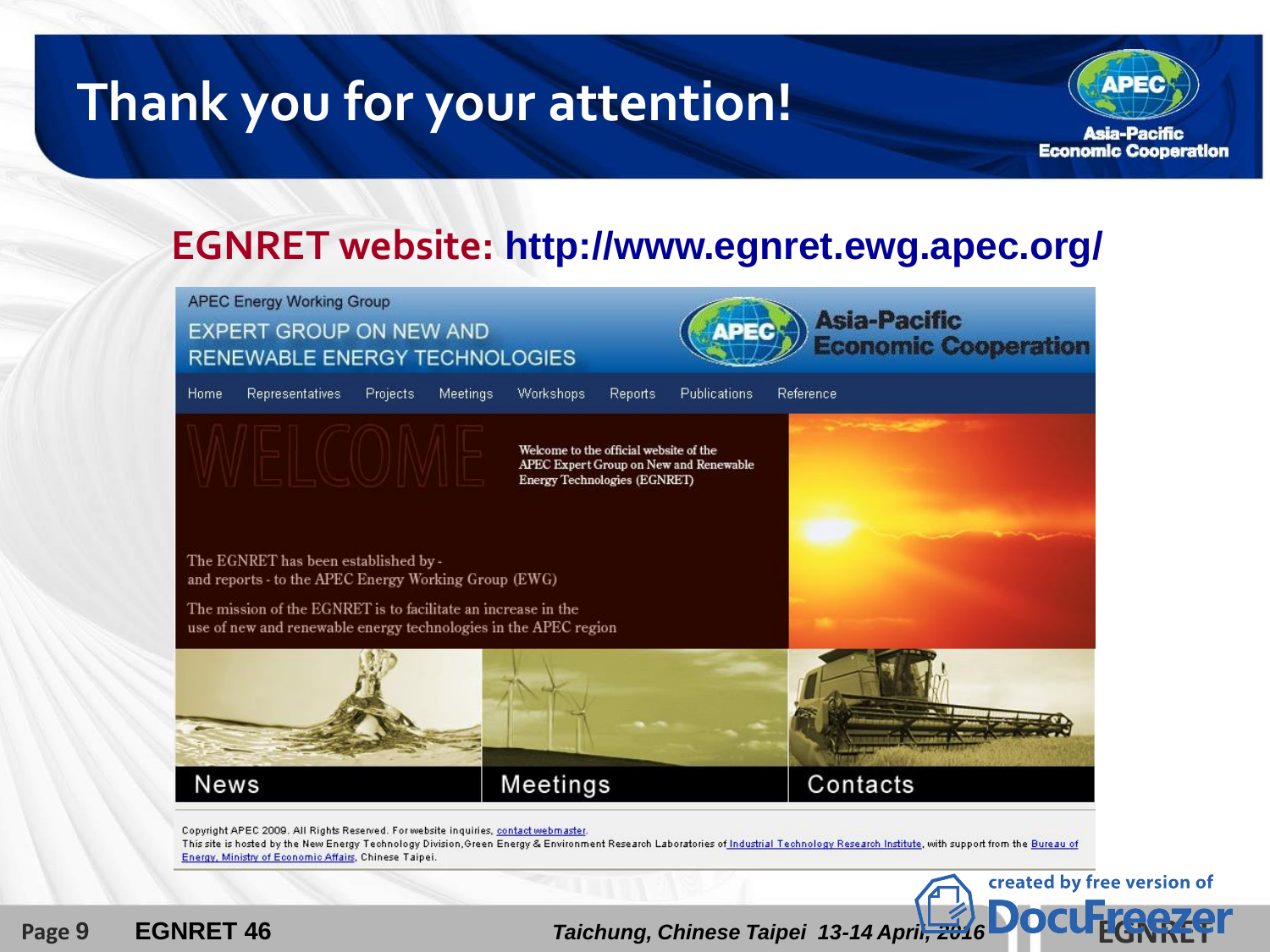# Thank you for your attention!

## EGNRET website: http://www.egnret.ewg.apec.org/

APEC Energy Working Group

EXPERT GROUP ON NEW AND RENEWABLE ENERGY TECHNOLOGIES

Asia-Pacific Economic Cooperation

Home | Representatives | Projects | Meetings | Workshops | Reports | Publications | Reference

WELCOME

Welcome to the official website of the APEC Expert Group on New and Renewable Energy Technologies (EGNRET)

The EGNRET has been established by - and reports - to the APEC Energy Working Group (EWG)

The mission of the EGNRET is to facilitate an increase in the use of new and renewable energy technologies in the APEC region

News | Meetings | Contacts

Copyright APEC 2009. All Rights Reserved. For website inquiries, contact webmaster.
This site is hosted by the New Energy Technology Division, Green Energy & Environment Research Laboratories of Industrial Technology Research Institute, with support from the Bureau of Energy, Ministry of Economic Affairs, Chinese Taipei.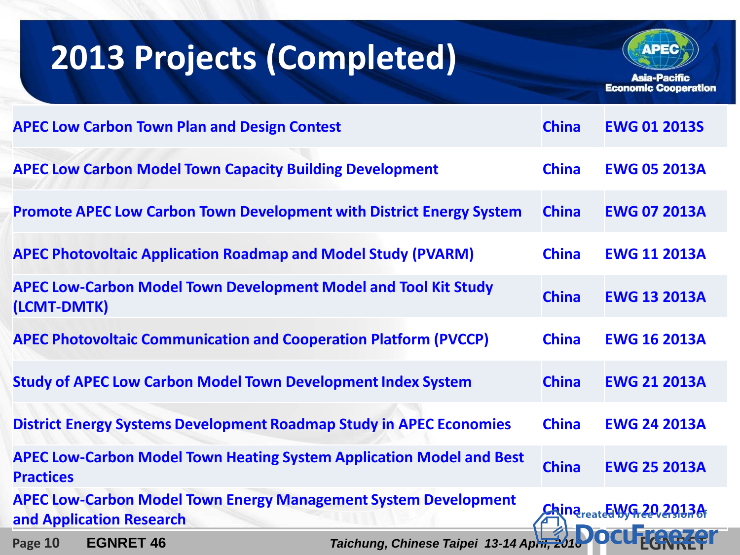# 2013 Projects (Completed)

| Project | Economy | Code |
|---|---|---|
| APEC Low Carbon Town Plan and Design Contest | China | EWG 01 2013S |
| APEC Low Carbon Model Town Capacity Building Development | China | EWG 05 2013A |
| Promote APEC Low Carbon Town Development with District Energy System | China | EWG 07 2013A |
| APEC Photovoltaic Application Roadmap and Model Study (PVARM) | China | EWG 11 2013A |
| APEC Low-Carbon Model Town Development Model and Tool Kit Study (LCMT-DMTK) | China | EWG 13 2013A |
| APEC Photovoltaic Communication and Cooperation Platform (PVCCP) | China | EWG 16 2013A |
| Study of APEC Low Carbon Model Town Development Index System | China | EWG 21 2013A |
| District Energy Systems Development Roadmap Study in APEC Economies | China | EWG 24 2013A |
| APEC Low-Carbon Model Town Heating System Application Model and Best Practices | China | EWG 25 2013A |
| APEC Low-Carbon Model Town Energy Management System Development and Application Research | China | EWG 20 2013A |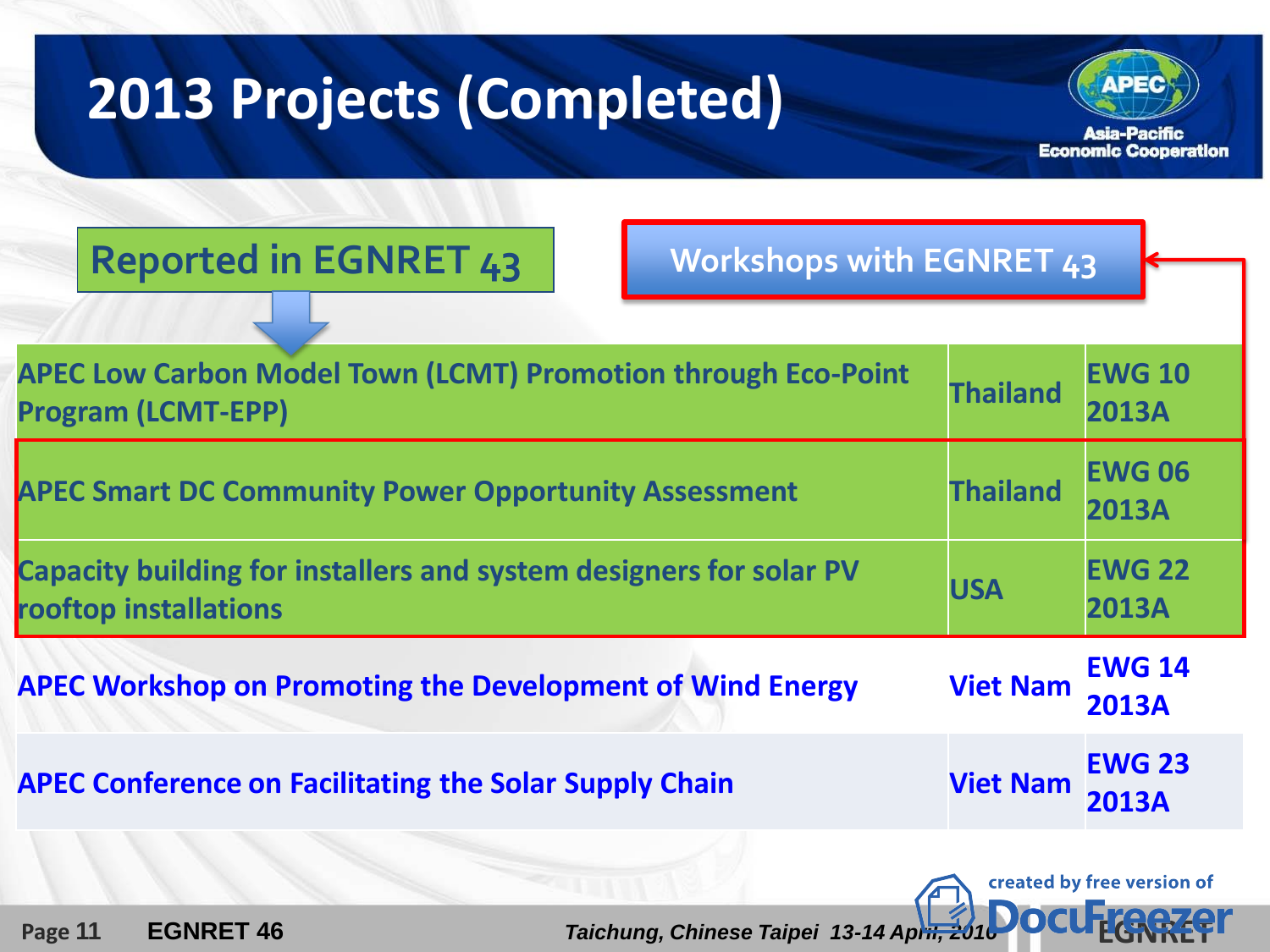# 2013 Projects (Completed)

Reported in EGNRET 43

Workshops with EGNRET 43

| Project | Economy | Project No. |
|---|---|---|
| APEC Low Carbon Model Town (LCMT) Promotion through Eco-Point Program (LCMT-EPP) | Thailand | EWG 10 2013A |
| APEC Smart DC Community Power Opportunity Assessment | Thailand | EWG 06 2013A |
| Capacity building for installers and system designers for solar PV rooftop installations | USA | EWG 22 2013A |
| APEC Workshop on Promoting the Development of Wind Energy | Viet Nam | EWG 14 2013A |
| APEC Conference on Facilitating the Solar Supply Chain | Viet Nam | EWG 23 2013A |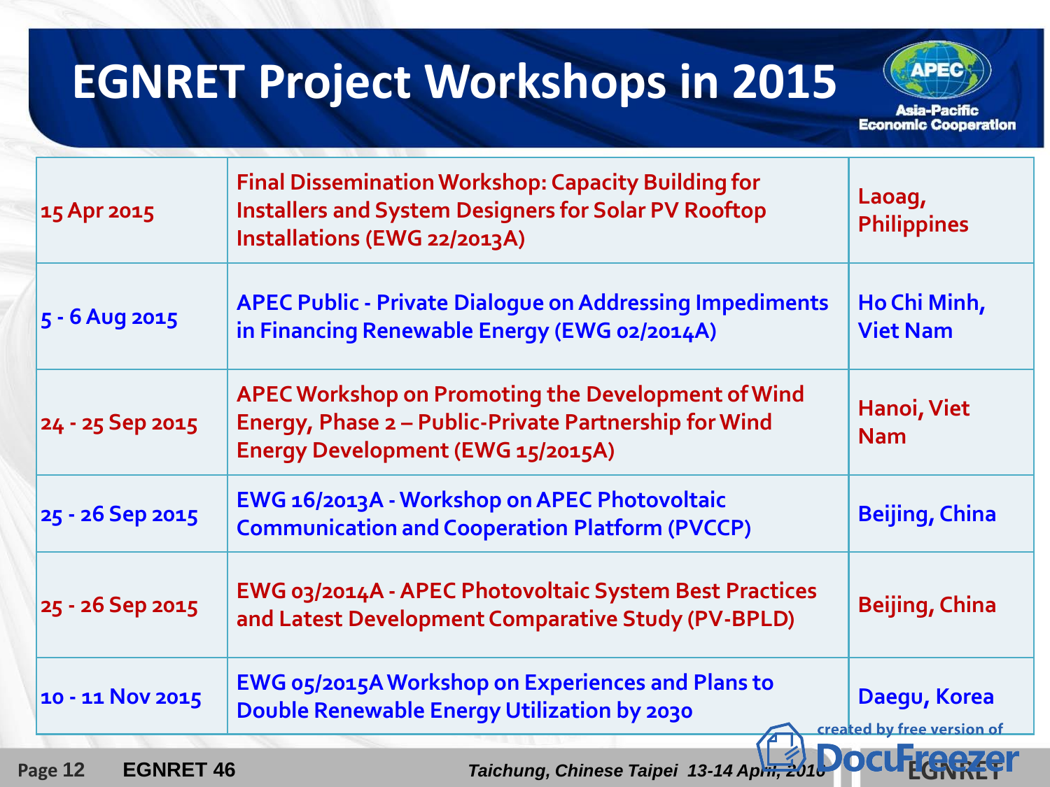# EGNRET Project Workshops in 2015

| | | |
|---|---|---|
| 15 Apr 2015 | Final Dissemination Workshop: Capacity Building for Installers and System Designers for Solar PV Rooftop Installations (EWG 22/2013A) | Laoag, Philippines |
| 5 - 6 Aug 2015 | APEC Public - Private Dialogue on Addressing Impediments in Financing Renewable Energy (EWG 02/2014A) | Ho Chi Minh, Viet Nam |
| 24 - 25 Sep 2015 | APEC Workshop on Promoting the Development of Wind Energy, Phase 2 – Public-Private Partnership for Wind Energy Development (EWG 15/2015A) | Hanoi, Viet Nam |
| 25 - 26 Sep 2015 | EWG 16/2013A - Workshop on APEC Photovoltaic Communication and Cooperation Platform (PVCCP) | Beijing, China |
| 25 - 26 Sep 2015 | EWG 03/2014A - APEC Photovoltaic System Best Practices and Latest Development Comparative Study (PV-BPLD) | Beijing, China |
| 10 - 11 Nov 2015 | EWG 05/2015A Workshop on Experiences and Plans to Double Renewable Energy Utilization by 2030 | Daegu, Korea |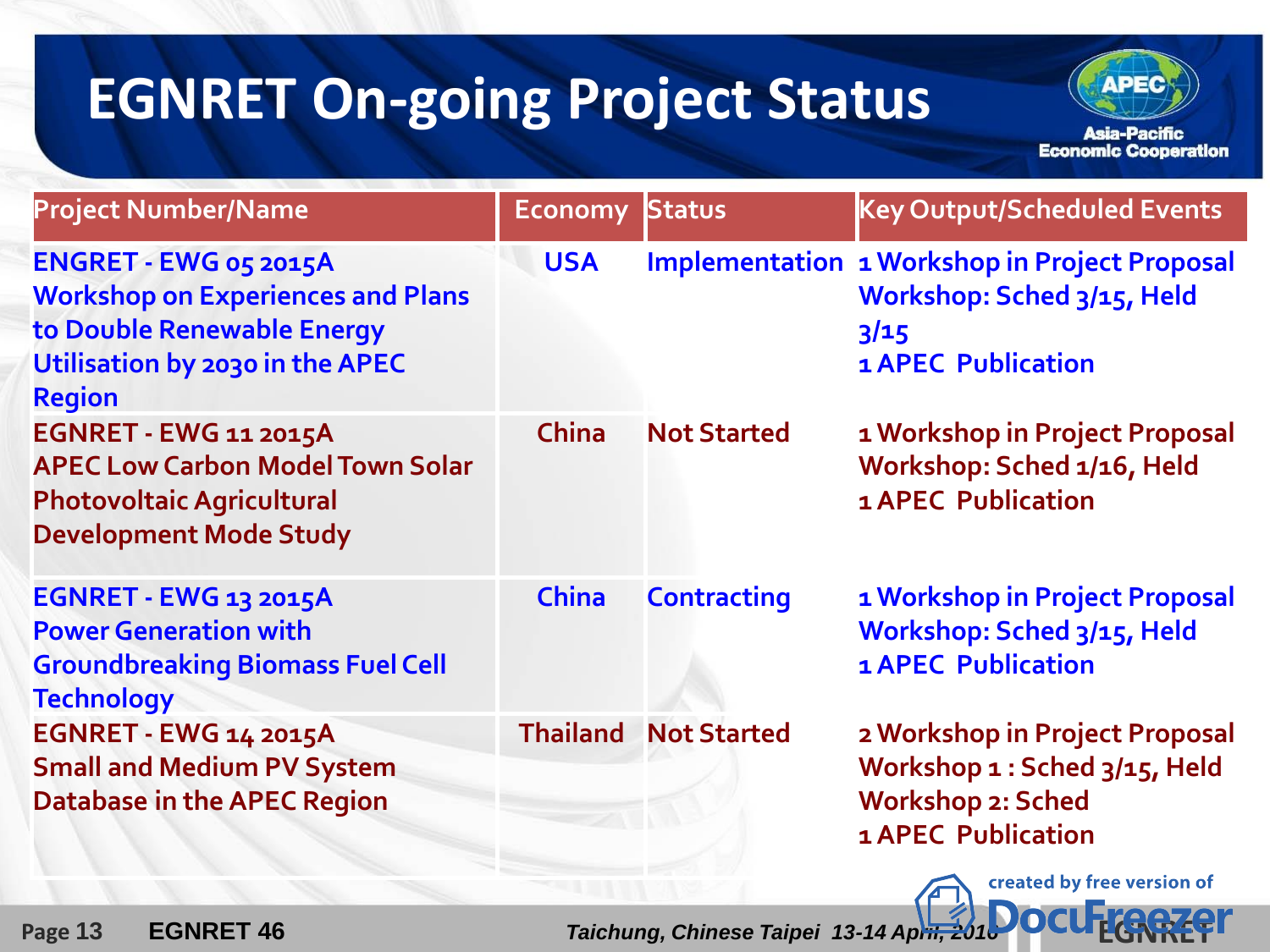# EGNRET On-going Project Status

| Project Number/Name | Economy | Status | Key Output/Scheduled Events |
|---|---|---|---|
| ENGRET - EWG 05 2015A Workshop on Experiences and Plans to Double Renewable Energy Utilisation by 2030 in the APEC Region | USA | Implementation | 1 Workshop in Project Proposal<br>Workshop: Sched 3/15, Held 3/15<br>1 APEC Publication |
| EGNRET - EWG 11 2015A APEC Low Carbon Model Town Solar Photovoltaic Agricultural Development Mode Study | China | Not Started | 1 Workshop in Project Proposal<br>Workshop: Sched 1/16, Held<br>1 APEC Publication |
| EGNRET - EWG 13 2015A Power Generation with Groundbreaking Biomass Fuel Cell Technology | China | Contracting | 1 Workshop in Project Proposal<br>Workshop: Sched 3/15, Held<br>1 APEC Publication |
| EGNRET - EWG 14 2015A Small and Medium PV System Database in the APEC Region | Thailand | Not Started | 2 Workshop in Project Proposal<br>Workshop 1 : Sched 3/15, Held<br>Workshop 2: Sched<br>1 APEC Publication |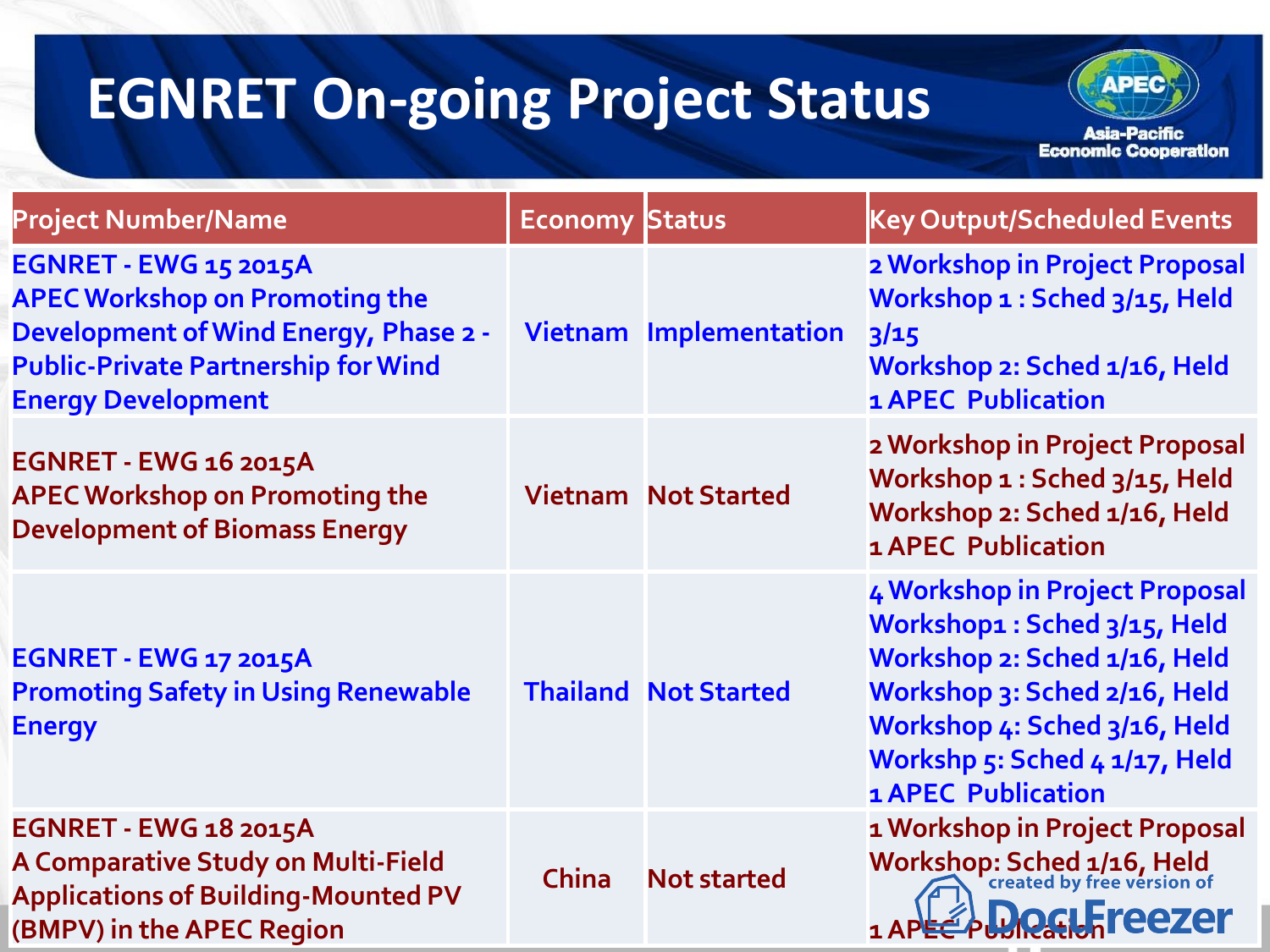# EGNRET On-going Project Status

| Project Number/Name | Economy | Status | Key Output/Scheduled Events |
|---|---|---|---|
| EGNRET - EWG 15 2015A<br>APEC Workshop on Promoting the Development of Wind Energy, Phase 2 - Public-Private Partnership for Wind Energy Development | Vietnam | Implementation | 2 Workshop in Project Proposal<br>Workshop 1 : Sched 3/15, Held 3/15<br>Workshop 2: Sched 1/16, Held<br>1 APEC Publication |
| EGNRET - EWG 16 2015A<br>APEC Workshop on Promoting the Development of Biomass Energy | Vietnam | Not Started | 2 Workshop in Project Proposal<br>Workshop 1 : Sched 3/15, Held<br>Workshop 2: Sched 1/16, Held<br>1 APEC Publication |
| EGNRET - EWG 17 2015A<br>Promoting Safety in Using Renewable Energy | Thailand | Not Started | 4 Workshop in Project Proposal<br>Workshop1 : Sched 3/15, Held<br>Workshop 2: Sched 1/16, Held<br>Workshop 3: Sched 2/16, Held<br>Workshop 4: Sched 3/16, Held<br>Workshp 5: Sched 4 1/17, Held<br>1 APEC Publication |
| EGNRET - EWG 18 2015A<br>A Comparative Study on Multi-Field Applications of Building-Mounted PV (BMPV) in the APEC Region | China | Not started | 1 Workshop in Project Proposal<br>Workshop: Sched 1/16, Held<br>1 APEC Publication |